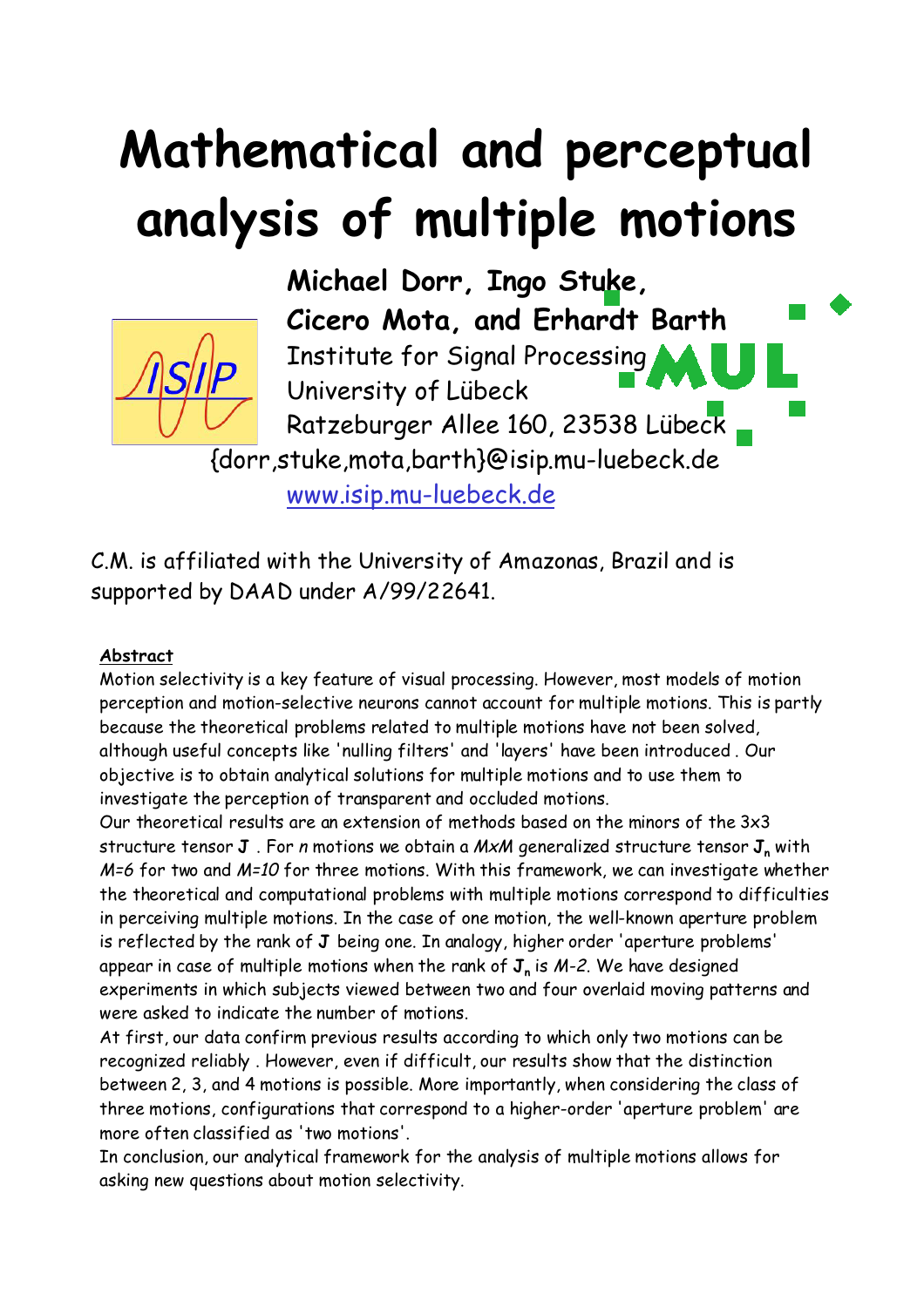# Mathematical and perceptual analysis of multiple motions

**Michael Dorr, Ingo Stuke, Cicero Mota, and Erhardt Barth**

Institute for Signal Processing
University of Lübeck
Ratzeburger Allee 160, 23538 Lübeck
{dorr,stuke,mota,barth}@isip.mu-luebeck.de
www.isip.mu-luebeck.de

C.M. is affiliated with the University of Amazonas, Brazil and is supported by DAAD under A/99/22641.

**Abstract**

Motion selectivity is a key feature of visual processing. However, most models of motion perception and motion-selective neurons cannot account for multiple motions. This is partly because the theoretical problems related to multiple motions have not been solved, although useful concepts like 'nulling filters' and 'layers' have been introduced . Our objective is to obtain analytical solutions for multiple motions and to use them to investigate the perception of transparent and occluded motions.

Our theoretical results are an extension of methods based on the minors of the 3x3 structure tensor $\mathbf{J}$ . For *n* motions we obtain a *MxM* generalized structure tensor $\mathbf{J}_n$ with *M=6* for two and *M=10* for three motions. With this framework, we can investigate whether the theoretical and computational problems with multiple motions correspond to difficulties in perceiving multiple motions. In the case of one motion, the well-known aperture problem is reflected by the rank of $\mathbf{J}$ being one. In analogy, higher order 'aperture problems' appear in case of multiple motions when the rank of $\mathbf{J}_n$ is *M-2*. We have designed experiments in which subjects viewed between two and four overlaid moving patterns and were asked to indicate the number of motions.

At first, our data confirm previous results according to which only two motions can be recognized reliably . However, even if difficult, our results show that the distinction between 2, 3, and 4 motions is possible. More importantly, when considering the class of three motions, configurations that correspond to a higher-order 'aperture problem' are more often classified as 'two motions'.

In conclusion, our analytical framework for the analysis of multiple motions allows for asking new questions about motion selectivity.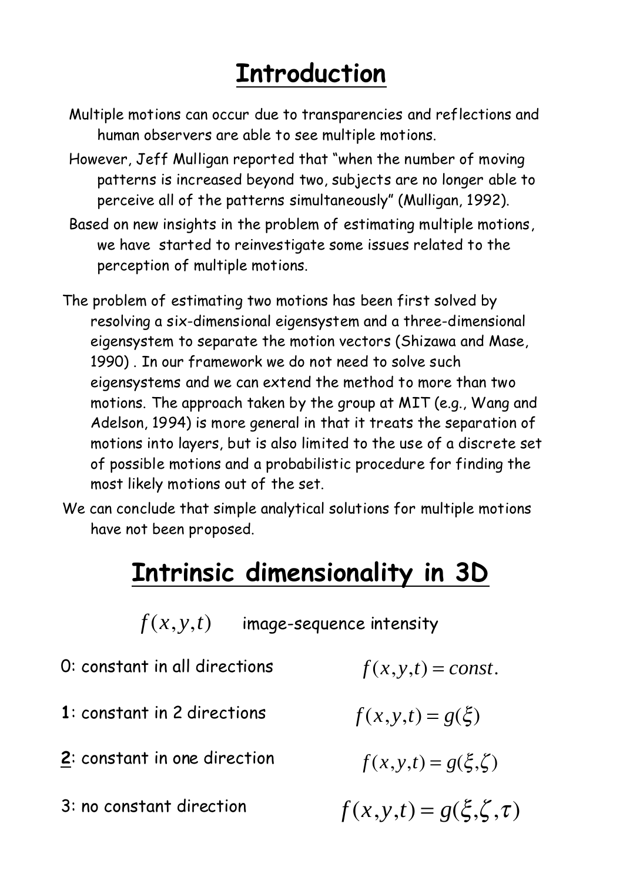# Introduction

Multiple motions can occur due to transparencies and reflections and human observers are able to see multiple motions.

However, Jeff Mulligan reported that "when the number of moving patterns is increased beyond two, subjects are no longer able to perceive all of the patterns simultaneously" (Mulligan, 1992).

Based on new insights in the problem of estimating multiple motions, we have started to reinvestigate some issues related to the perception of multiple motions.

The problem of estimating two motions has been first solved by resolving a six-dimensional eigensystem and a three-dimensional eigensystem to separate the motion vectors (Shizawa and Mase, 1990) . In our framework we do not need to solve such eigensystems and we can extend the method to more than two motions. The approach taken by the group at MIT (e.g., Wang and Adelson, 1994) is more general in that it treats the separation of motions into layers, but is also limited to the use of a discrete set of possible motions and a probabilistic procedure for finding the most likely motions out of the set.

We can conclude that simple analytical solutions for multiple motions have not been proposed.

# Intrinsic dimensionality in 3D

$f(x,y,t)$ image-sequence intensity

0: constant in all directions $\quad f(x,y,t) = const.$

**1**: constant in 2 directions $\quad f(x,y,t) = g(\xi)$

**2**: constant in one direction $\quad f(x,y,t) = g(\xi,\zeta)$

3: no constant direction $\quad f(x,y,t) = g(\xi,\zeta,\tau)$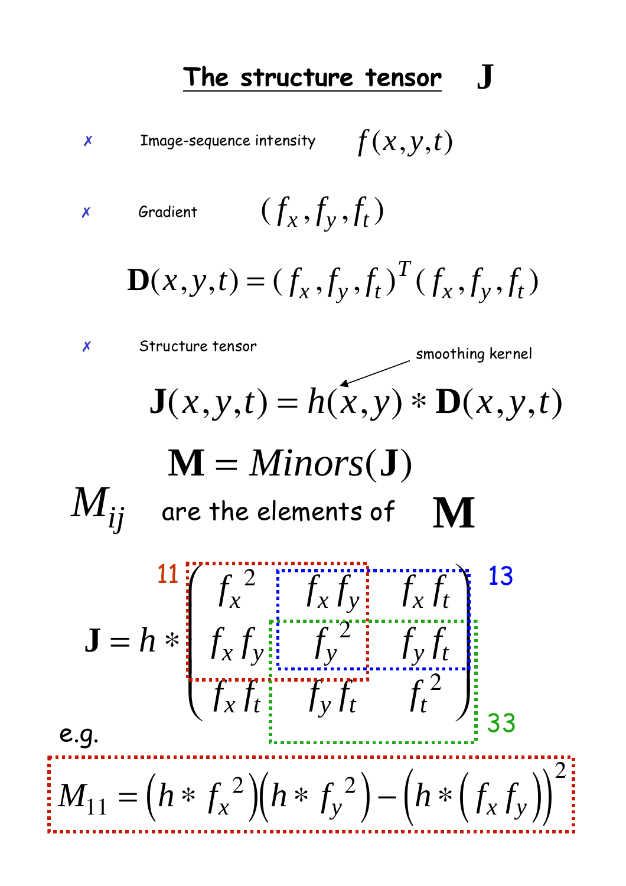# The structure tensor $\mathbf{J}$

- Image-sequence intensity $f(x,y,t)$
- Gradient $(f_x, f_y, f_t)$

$$\mathbf{D}(x,y,t) = (f_x, f_y, f_t)^T (f_x, f_y, f_t)$$

- Structure tensor

smoothing kernel

$$\mathbf{J}(x,y,t) = h(x,y) * \mathbf{D}(x,y,t)$$

$$\mathbf{M} = Minors(\mathbf{J})$$

$M_{ij}$ are the elements of $\mathbf{M}$

$$\mathbf{J} = h * \begin{pmatrix} f_x{}^2 & f_x f_y & f_x f_t \\ f_x f_y & f_y{}^2 & f_y f_t \\ f_x f_t & f_y f_t & f_t{}^2 \end{pmatrix}$$

11, 13, 33

e.g.

$$M_{11} = \left(h * f_x{}^2\right)\left(h * f_y{}^2\right) - \left(h * \left(f_x f_y\right)\right)^2$$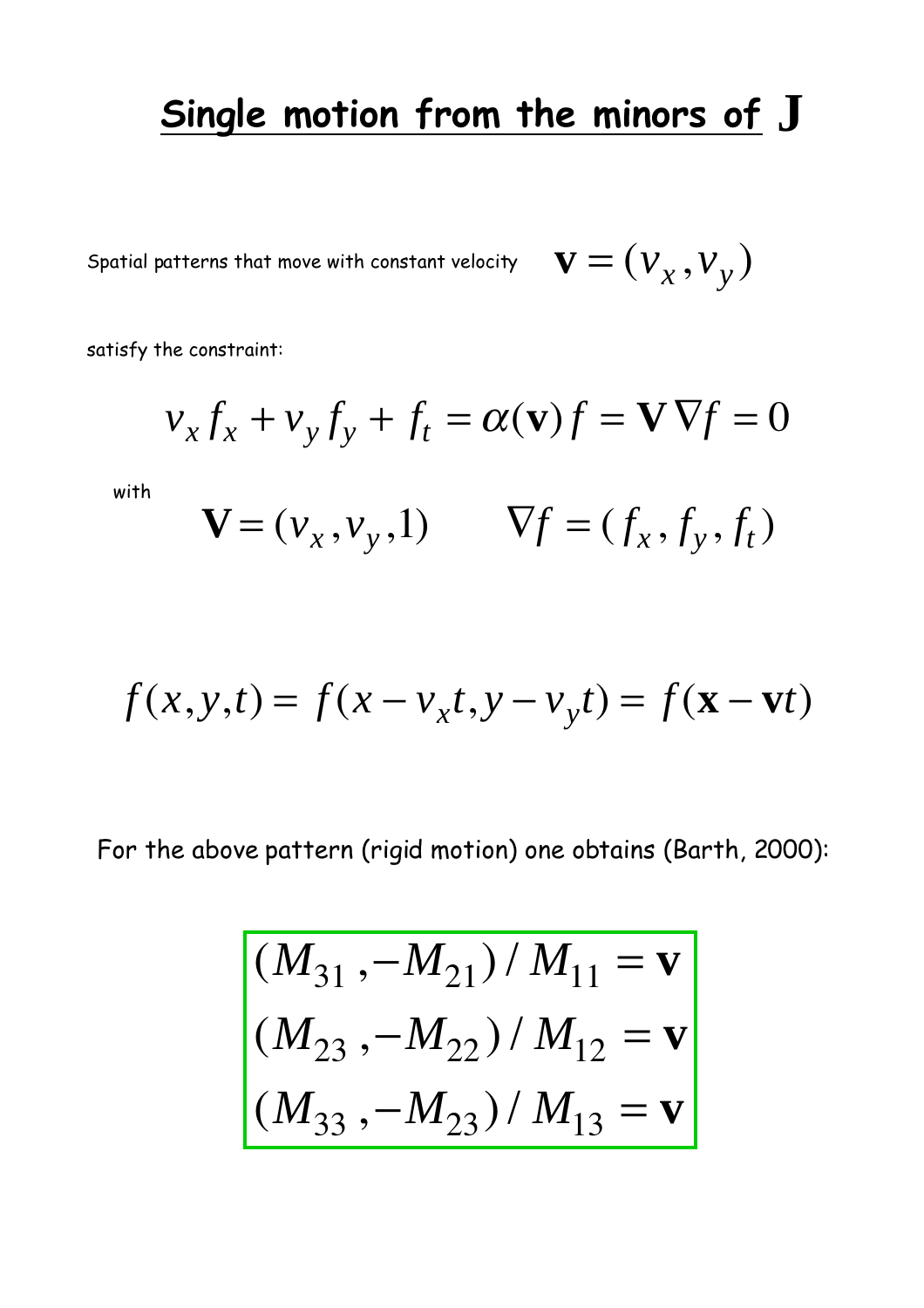# Single motion from the minors of $\mathbf{J}$

Spatial patterns that move with constant velocity $\mathbf{v} = (v_x, v_y)$

satisfy the constraint:

$$v_x f_x + v_y f_y + f_t = \alpha(\mathbf{v}) f = \mathbf{V} \nabla f = 0$$

with

$$\mathbf{V} = (v_x, v_y, 1) \qquad \nabla f = (f_x, f_y, f_t)$$

$$f(x,y,t) = f(x - v_x t, y - v_y t) = f(\mathbf{x} - \mathbf{v}t)$$

For the above pattern (rigid motion) one obtains (Barth, 2000):

$$
\boxed{
\begin{aligned}
(M_{31}, -M_{21}) / M_{11} &= \mathbf{v} \\
(M_{23}, -M_{22}) / M_{12} &= \mathbf{v} \\
(M_{33}, -M_{23}) / M_{13} &= \mathbf{v}
\end{aligned}
}
$$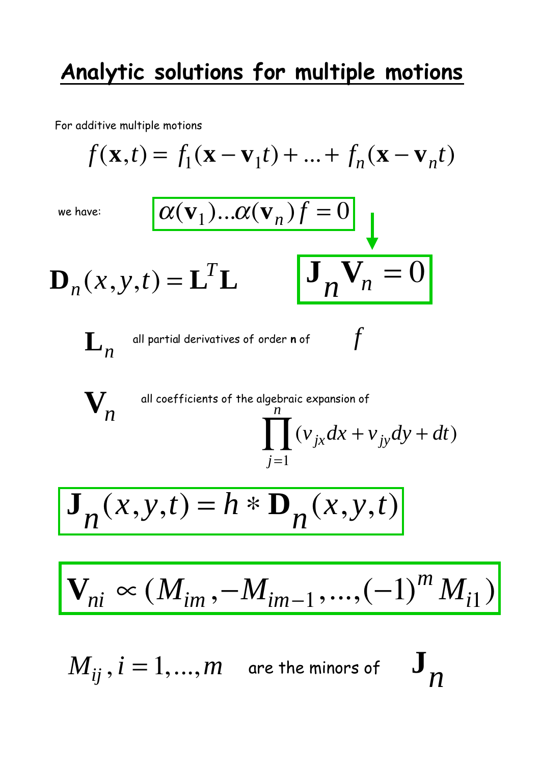# Analytic solutions for multiple motions

For additive multiple motions

$$f(\mathbf{x},t) = f_1(\mathbf{x} - \mathbf{v}_1 t) + \ldots + f_n(\mathbf{x} - \mathbf{v}_n t)$$

we have:

$$\boxed{\alpha(\mathbf{v}_1)\ldots\alpha(\mathbf{v}_n) f = 0}$$

$$\mathbf{D}_n(x,y,t) = \mathbf{L}^T \mathbf{L} \qquad \boxed{\mathbf{J}_n \mathbf{V}_n = 0}$$

$\mathbf{L}_n$ all partial derivatives of order **n** of $f$

$\mathbf{V}_n$ all coefficients of the algebraic expansion of

$$\prod_{j=1}^{n} (v_{jx} dx + v_{jy} dy + dt)$$

$$\boxed{\mathbf{J}_n(x,y,t) = h * \mathbf{D}_n(x,y,t)}$$

$$\boxed{\mathbf{V}_{ni} \propto (M_{im}, -M_{im-1}, \ldots, (-1)^m M_{i1})}$$

$M_{ij}, i = 1,\ldots,m$ are the minors of $\mathbf{J}_n$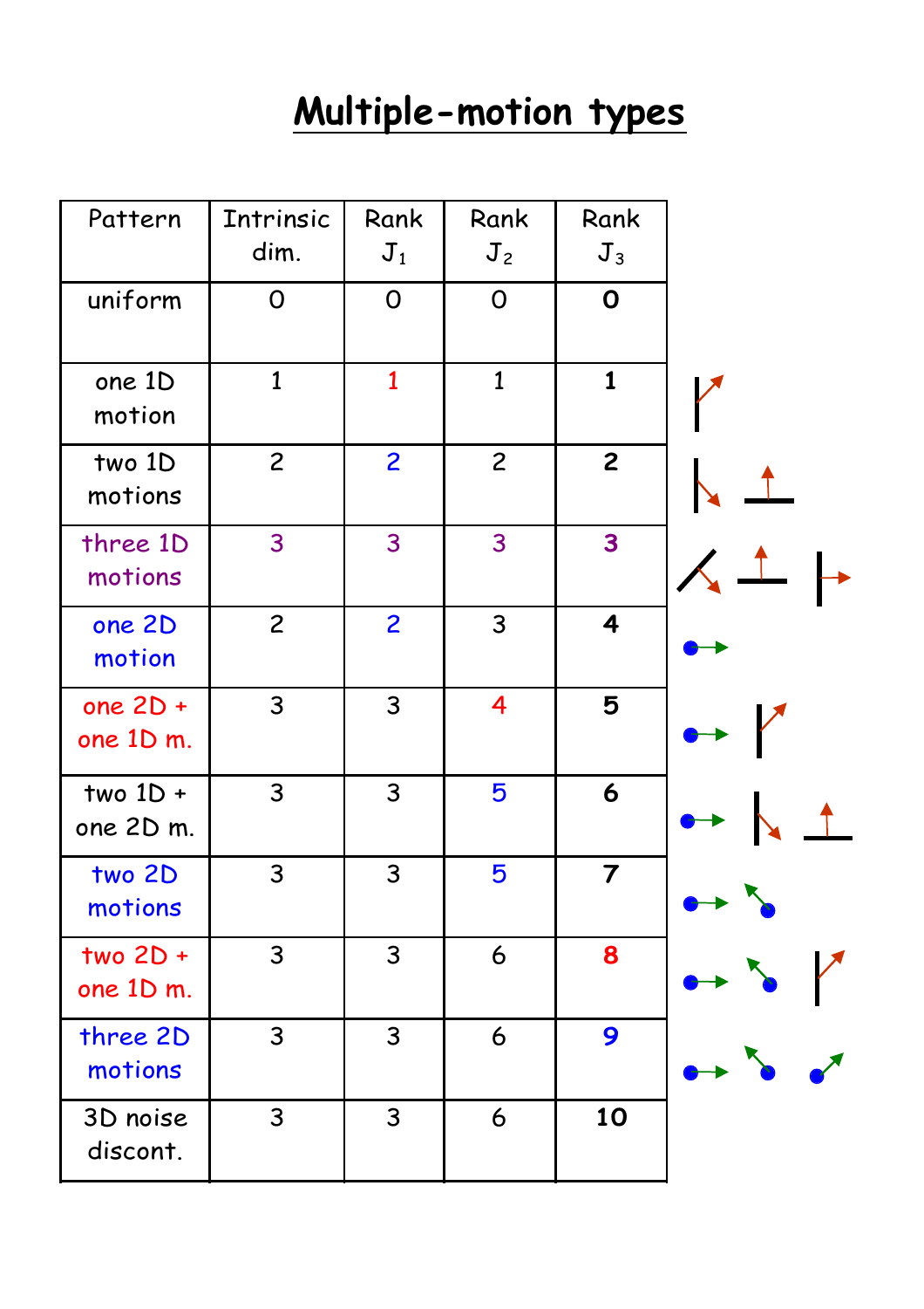# Multiple-motion types

| Pattern | Intrinsic dim. | Rank $J_1$ | Rank $J_2$ | Rank $J_3$ |
|---|---|---|---|---|
| uniform | 0 | 0 | 0 | **0** |
| one 1D motion | 1 | 1 | 1 | **1** |
| two 1D motions | 2 | 2 | 2 | **2** |
| three 1D motions | 3 | 3 | 3 | **3** |
| one 2D motion | 2 | 2 | 3 | **4** |
| one 2D + one 1D m. | 3 | 3 | 4 | **5** |
| two 1D + one 2D m. | 3 | 3 | 5 | **6** |
| two 2D motions | 3 | 3 | 5 | **7** |
| two 2D + one 1D m. | 3 | 3 | 6 | **8** |
| three 2D motions | 3 | 3 | 6 | **9** |
| 3D noise discont. | 3 | 3 | 6 | **10** |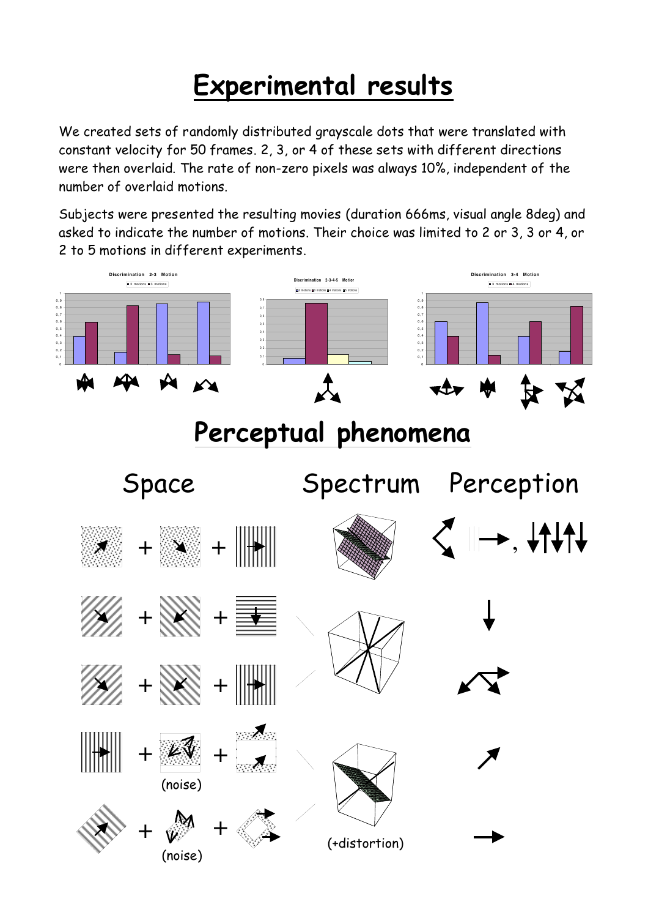# Experimental results

We created sets of randomly distributed grayscale dots that were translated with constant velocity for 50 frames. 2, 3, or 4 of these sets with different directions were then overlaid. The rate of non-zero pixels was always 10%, independent of the number of overlaid motions.

Subjects were presented the resulting movies (duration 666ms, visual angle 8deg) and asked to indicate the number of motions. Their choice was limited to 2 or 3, 3 or 4, or 2 to 5 motions in different experiments.

Discrimination 2-3 Motion

Discrimination 2-3-4-5 Motion

Discrimination 3-4 Motion

# Perceptual phenomena

Space | Spectrum | Perception

(noise)

(noise)

(+distortion)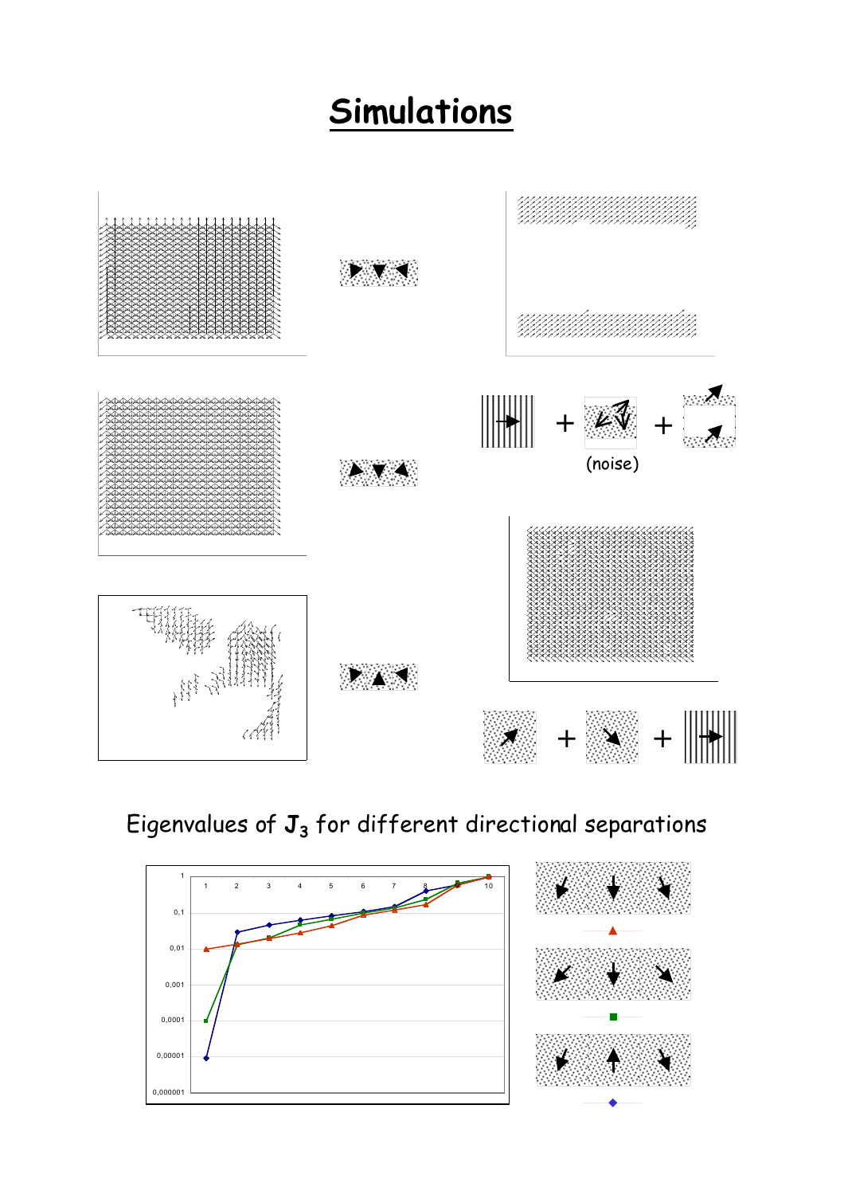# Simulations

(noise)

Eigenvalues of $\mathbf{J}_3$ for different directional separations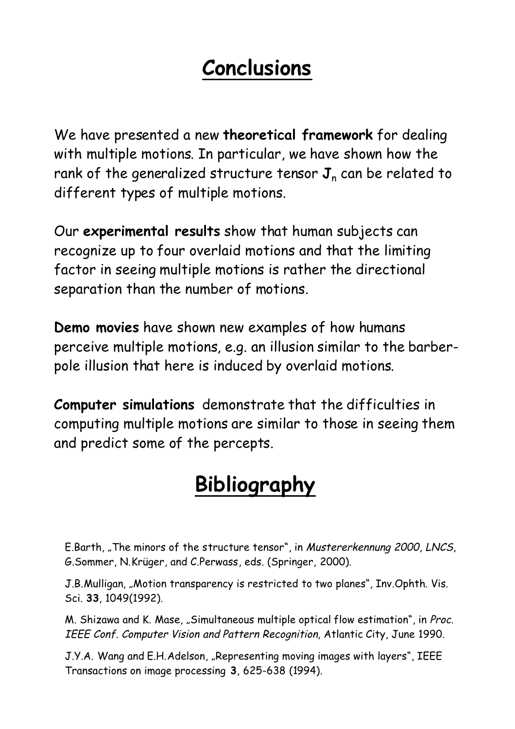# Conclusions

We have presented a new **theoretical framework** for dealing with multiple motions. In particular, we have shown how the rank of the generalized structure tensor $\mathbf{J}_n$ can be related to different types of multiple motions.

Our **experimental results** show that human subjects can recognize up to four overlaid motions and that the limiting factor in seeing multiple motions is rather the directional separation than the number of motions.

**Demo movies** have shown new examples of how humans perceive multiple motions, e.g. an illusion similar to the barber-pole illusion that here is induced by overlaid motions.

**Computer simulations** demonstrate that the difficulties in computing multiple motions are similar to those in seeing them and predict some of the percepts.

# Bibliography

E.Barth, „The minors of the structure tensor", in *Mustererkennung 2000, LNCS*, G.Sommer, N.Krüger, and C.Perwass, eds. (Springer, 2000).

J.B.Mulligan, „Motion transparency is restricted to two planes", Inv.Ophth. Vis. Sci. **33**, 1049(1992).

M. Shizawa and K. Mase, „Simultaneous multiple optical flow estimation", in *Proc. IEEE Conf. Computer Vision and Pattern Recognition*, Atlantic City, June 1990.

J.Y.A. Wang and E.H.Adelson, „Representing moving images with layers", IEEE Transactions on image processing **3**, 625-638 (1994).